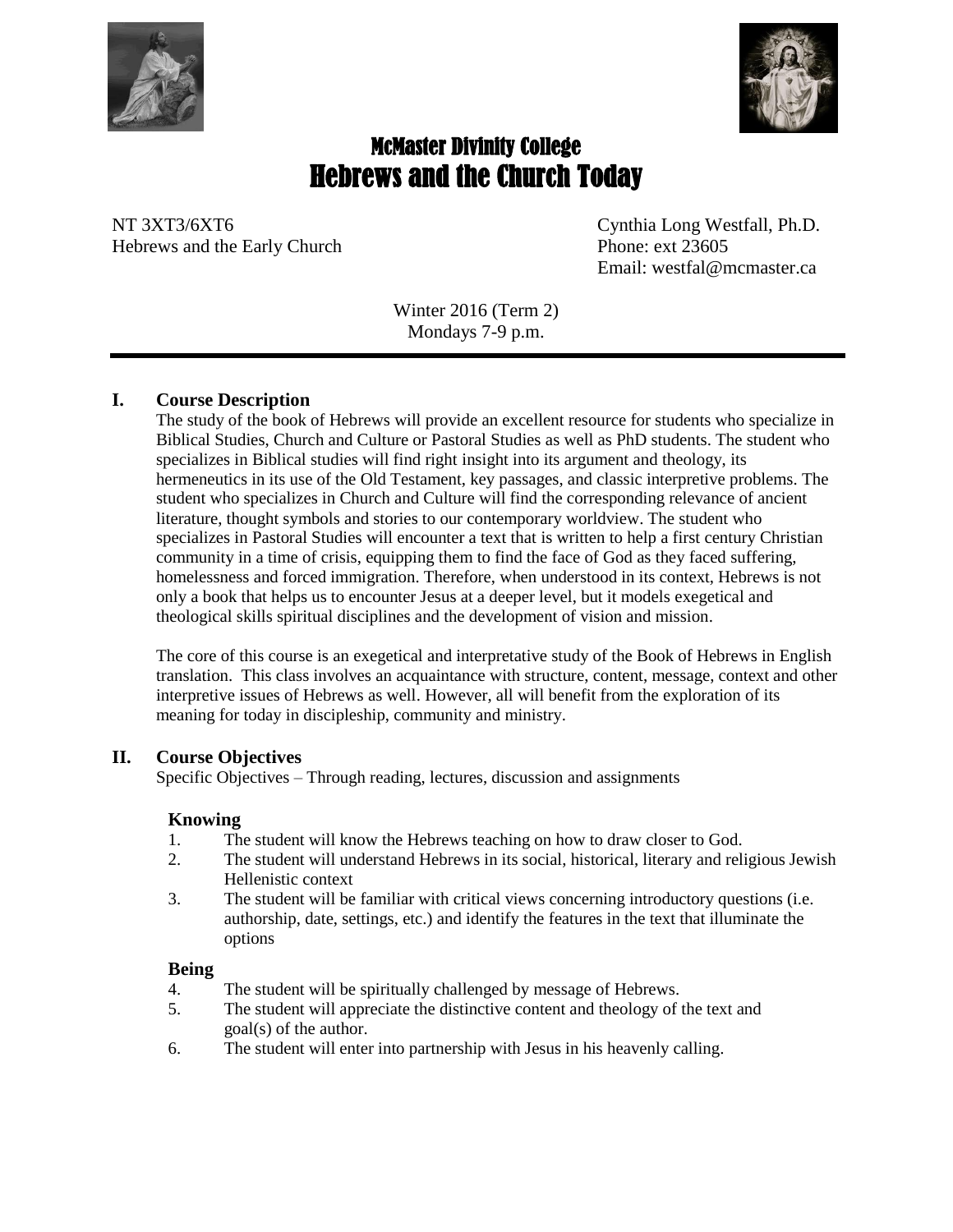# McMaster Divinity College

# Hebrews and the Church Today

NT 3XT3/6XT6
Hebrews and the Early Church

Cynthia Long Westfall, Ph.D.
Phone: ext 23605
Email: westfal@mcmaster.ca

Winter 2016 (Term 2)
Mondays 7-9 p.m.

---

## I. Course Description

The study of the book of Hebrews will provide an excellent resource for students who specialize in Biblical Studies, Church and Culture or Pastoral Studies as well as PhD students. The student who specializes in Biblical studies will find right insight into its argument and theology, its hermeneutics in its use of the Old Testament, key passages, and classic interpretive problems. The student who specializes in Church and Culture will find the corresponding relevance of ancient literature, thought symbols and stories to our contemporary worldview. The student who specializes in Pastoral Studies will encounter a text that is written to help a first century Christian community in a time of crisis, equipping them to find the face of God as they faced suffering, homelessness and forced immigration. Therefore, when understood in its context, Hebrews is not only a book that helps us to encounter Jesus at a deeper level, but it models exegetical and theological skills spiritual disciplines and the development of vision and mission.

The core of this course is an exegetical and interpretative study of the Book of Hebrews in English translation. This class involves an acquaintance with structure, content, message, context and other interpretive issues of Hebrews as well. However, all will benefit from the exploration of its meaning for today in discipleship, community and ministry.

## II. Course Objectives

Specific Objectives – Through reading, lectures, discussion and assignments

### Knowing

1. The student will know the Hebrews teaching on how to draw closer to God.
2. The student will understand Hebrews in its social, historical, literary and religious Jewish Hellenistic context
3. The student will be familiar with critical views concerning introductory questions (i.e. authorship, date, settings, etc.) and identify the features in the text that illuminate the options

### Being

4. The student will be spiritually challenged by message of Hebrews.
5. The student will appreciate the distinctive content and theology of the text and goal(s) of the author.
6. The student will enter into partnership with Jesus in his heavenly calling.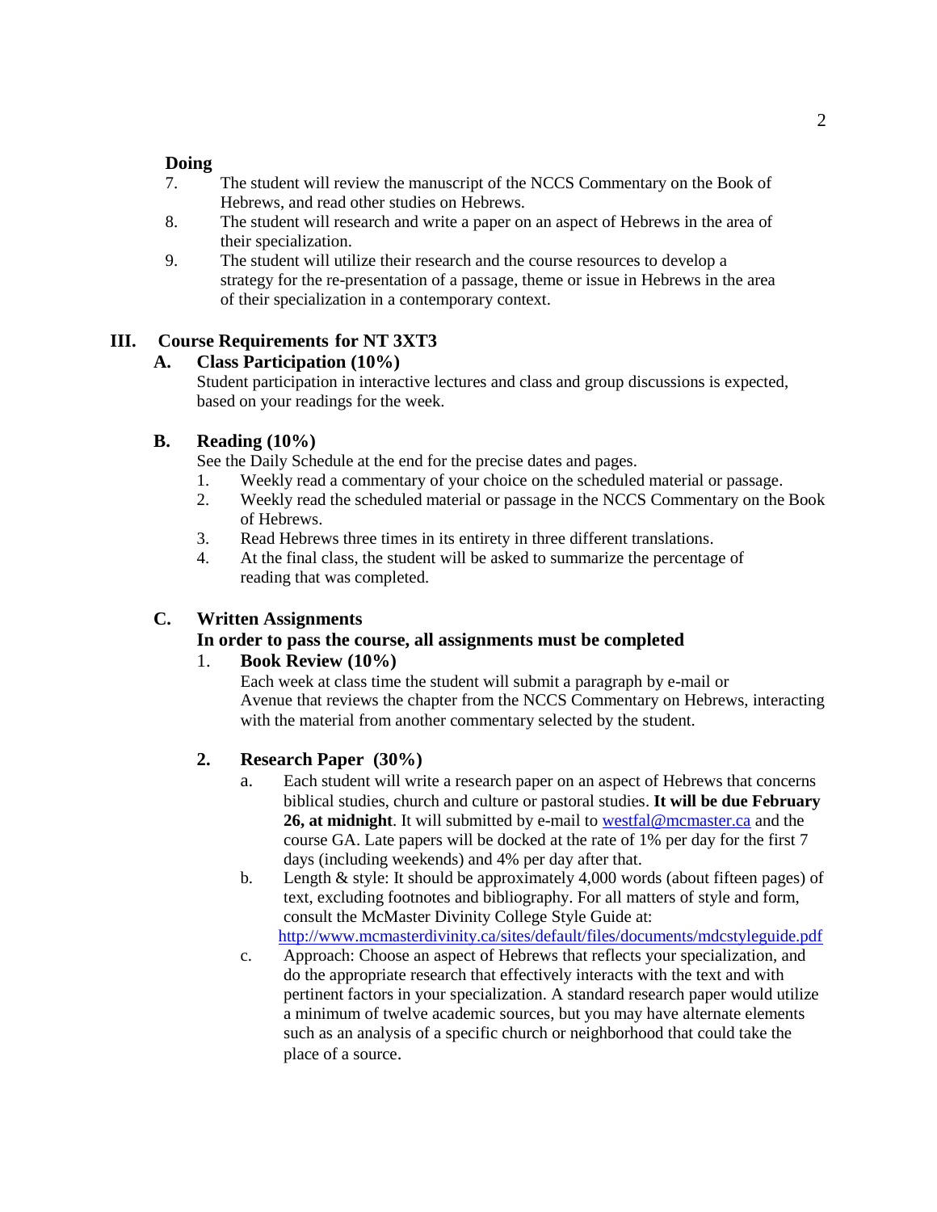**Doing**

7. The student will review the manuscript of the NCCS Commentary on the Book of Hebrews, and read other studies on Hebrews.
8. The student will research and write a paper on an aspect of Hebrews in the area of their specialization.
9. The student will utilize their research and the course resources to develop a strategy for the re-presentation of a passage, theme or issue in Hebrews in the area of their specialization in a contemporary context.

## III. Course Requirements for NT 3XT3

### A. Class Participation (10%)

Student participation in interactive lectures and class and group discussions is expected, based on your readings for the week.

### B. Reading (10%)

See the Daily Schedule at the end for the precise dates and pages.

1. Weekly read a commentary of your choice on the scheduled material or passage.
2. Weekly read the scheduled material or passage in the NCCS Commentary on the Book of Hebrews.
3. Read Hebrews three times in its entirety in three different translations.
4. At the final class, the student will be asked to summarize the percentage of reading that was completed.

### C. Written Assignments

**In order to pass the course, all assignments must be completed**

1. **Book Review (10%)**
   Each week at class time the student will submit a paragraph by e-mail or Avenue that reviews the chapter from the NCCS Commentary on Hebrews, interacting with the material from another commentary selected by the student.

2. **Research Paper (30%)**
   a. Each student will write a research paper on an aspect of Hebrews that concerns biblical studies, church and culture or pastoral studies. **It will be due February 26, at midnight**. It will submitted by e-mail to westfal@mcmaster.ca and the course GA. Late papers will be docked at the rate of 1% per day for the first 7 days (including weekends) and 4% per day after that.
   b. Length & style: It should be approximately 4,000 words (about fifteen pages) of text, excluding footnotes and bibliography. For all matters of style and form, consult the McMaster Divinity College Style Guide at: http://www.mcmasterdivinity.ca/sites/default/files/documents/mdcstyleguide.pdf
   c. Approach: Choose an aspect of Hebrews that reflects your specialization, and do the appropriate research that effectively interacts with the text and with pertinent factors in your specialization. A standard research paper would utilize a minimum of twelve academic sources, but you may have alternate elements such as an analysis of a specific church or neighborhood that could take the place of a source.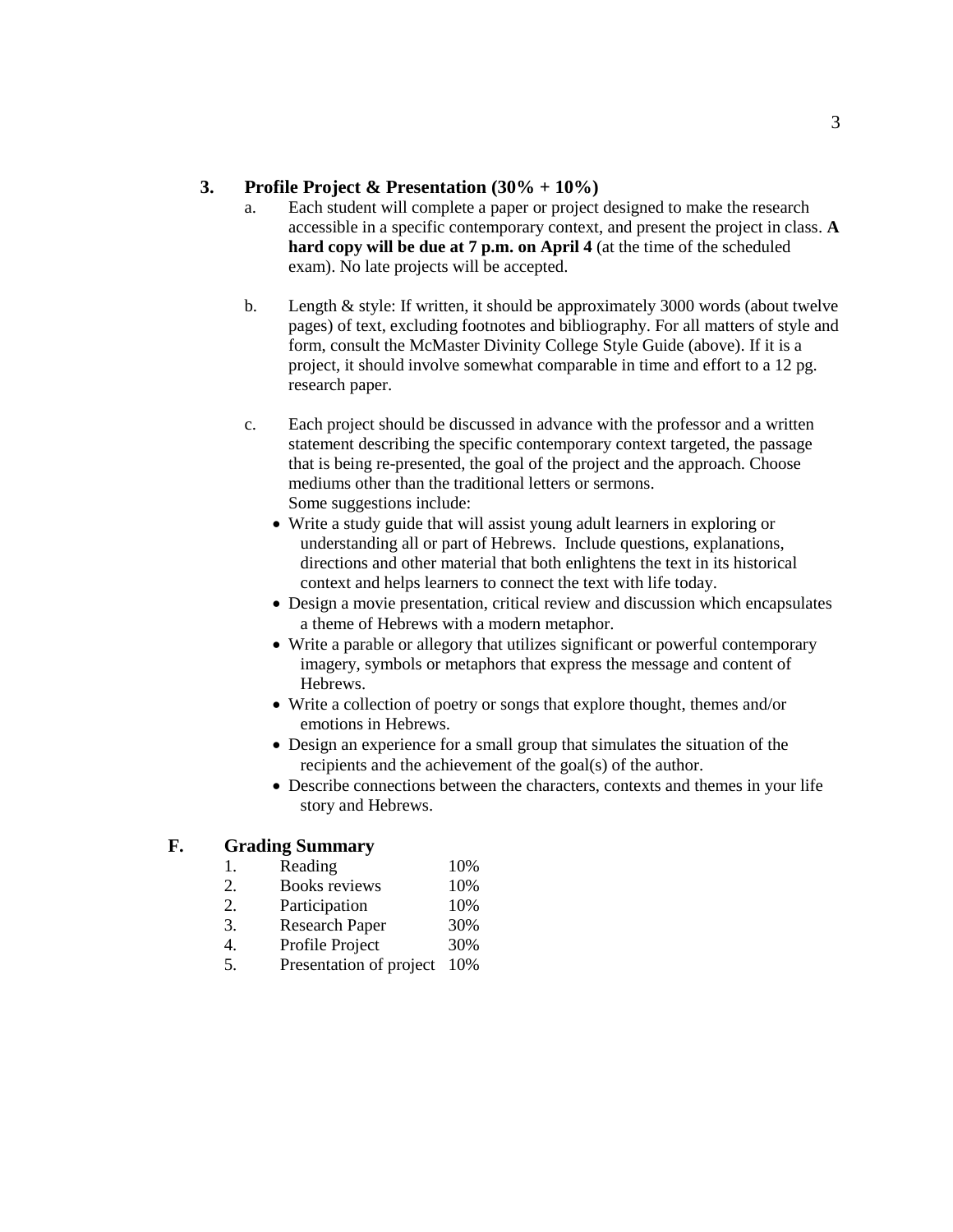### 3. Profile Project & Presentation (30% + 10%)

a. Each student will complete a paper or project designed to make the research accessible in a specific contemporary context, and present the project in class. **A hard copy will be due at 7 p.m. on April 4** (at the time of the scheduled exam). No late projects will be accepted.

b. Length & style: If written, it should be approximately 3000 words (about twelve pages) of text, excluding footnotes and bibliography. For all matters of style and form, consult the McMaster Divinity College Style Guide (above). If it is a project, it should involve somewhat comparable in time and effort to a 12 pg. research paper.

c. Each project should be discussed in advance with the professor and a written statement describing the specific contemporary context targeted, the passage that is being re-presented, the goal of the project and the approach. Choose mediums other than the traditional letters or sermons.
Some suggestions include:

- Write a study guide that will assist young adult learners in exploring or understanding all or part of Hebrews. Include questions, explanations, directions and other material that both enlightens the text in its historical context and helps learners to connect the text with life today.
- Design a movie presentation, critical review and discussion which encapsulates a theme of Hebrews with a modern metaphor.
- Write a parable or allegory that utilizes significant or powerful contemporary imagery, symbols or metaphors that express the message and content of Hebrews.
- Write a collection of poetry or songs that explore thought, themes and/or emotions in Hebrews.
- Design an experience for a small group that simulates the situation of the recipients and the achievement of the goal(s) of the author.
- Describe connections between the characters, contexts and themes in your life story and Hebrews.

## F. Grading Summary

| | | |
|---|---|---|
| 1. | Reading | 10% |
| 2. | Books reviews | 10% |
| 2. | Participation | 10% |
| 3. | Research Paper | 30% |
| 4. | Profile Project | 30% |
| 5. | Presentation of project | 10% |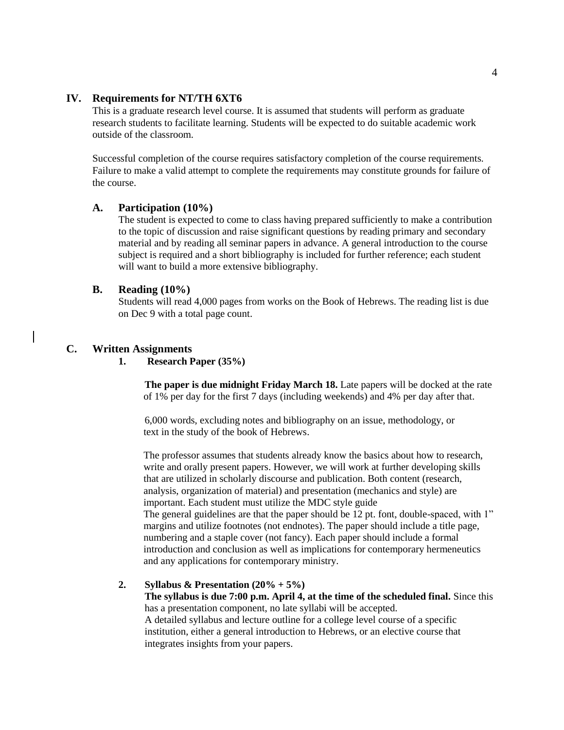## IV. Requirements for NT/TH 6XT6

This is a graduate research level course. It is assumed that students will perform as graduate research students to facilitate learning. Students will be expected to do suitable academic work outside of the classroom.

Successful completion of the course requires satisfactory completion of the course requirements. Failure to make a valid attempt to complete the requirements may constitute grounds for failure of the course.

### A. Participation (10%)

The student is expected to come to class having prepared sufficiently to make a contribution to the topic of discussion and raise significant questions by reading primary and secondary material and by reading all seminar papers in advance. A general introduction to the course subject is required and a short bibliography is included for further reference; each student will want to build a more extensive bibliography.

### B. Reading (10%)

Students will read 4,000 pages from works on the Book of Hebrews. The reading list is due on Dec 9 with a total page count.

### C. Written Assignments

#### 1. Research Paper (35%)

**The paper is due midnight Friday March 18.** Late papers will be docked at the rate of 1% per day for the first 7 days (including weekends) and 4% per day after that.

6,000 words, excluding notes and bibliography on an issue, methodology, or text in the study of the book of Hebrews.

The professor assumes that students already know the basics about how to research, write and orally present papers. However, we will work at further developing skills that are utilized in scholarly discourse and publication. Both content (research, analysis, organization of material) and presentation (mechanics and style) are important. Each student must utilize the MDC style guide
The general guidelines are that the paper should be 12 pt. font, double-spaced, with 1" margins and utilize footnotes (not endnotes). The paper should include a title page, numbering and a staple cover (not fancy). Each paper should include a formal introduction and conclusion as well as implications for contemporary hermeneutics and any applications for contemporary ministry.

#### 2. Syllabus & Presentation (20% + 5%)

**The syllabus is due 7:00 p.m. April 4, at the time of the scheduled final.** Since this has a presentation component, no late syllabi will be accepted.
A detailed syllabus and lecture outline for a college level course of a specific institution, either a general introduction to Hebrews, or an elective course that integrates insights from your papers.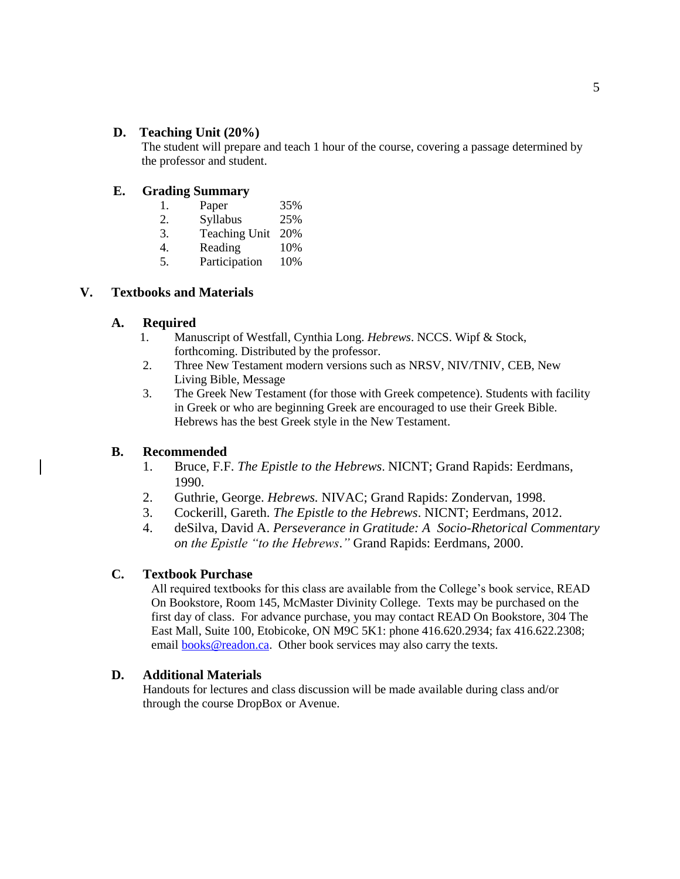### D. Teaching Unit (20%)

The student will prepare and teach 1 hour of the course, covering a passage determined by the professor and student.

### E. Grading Summary

1. Paper 35%
2. Syllabus 25%
3. Teaching Unit 20%
4. Reading 10%
5. Participation 10%

## V. Textbooks and Materials

### A. Required

1. Manuscript of Westfall, Cynthia Long. *Hebrews*. NCCS. Wipf & Stock, forthcoming. Distributed by the professor.
2. Three New Testament modern versions such as NRSV, NIV/TNIV, CEB, New Living Bible, Message
3. The Greek New Testament (for those with Greek competence). Students with facility in Greek or who are beginning Greek are encouraged to use their Greek Bible. Hebrews has the best Greek style in the New Testament.

### B. Recommended

1. Bruce, F.F. *The Epistle to the Hebrews*. NICNT; Grand Rapids: Eerdmans, 1990.
2. Guthrie, George. *Hebrews.* NIVAC; Grand Rapids: Zondervan, 1998.
3. Cockerill, Gareth. *The Epistle to the Hebrews*. NICNT; Eerdmans, 2012.
4. deSilva, David A. *Perseverance in Gratitude: A Socio-Rhetorical Commentary on the Epistle "to the Hebrews."* Grand Rapids: Eerdmans, 2000.

### C. Textbook Purchase

All required textbooks for this class are available from the College's book service, READ On Bookstore, Room 145, McMaster Divinity College. Texts may be purchased on the first day of class. For advance purchase, you may contact READ On Bookstore, 304 The East Mall, Suite 100, Etobicoke, ON M9C 5K1: phone 416.620.2934; fax 416.622.2308; email books@readon.ca. Other book services may also carry the texts.

### D. Additional Materials

Handouts for lectures and class discussion will be made available during class and/or through the course DropBox or Avenue.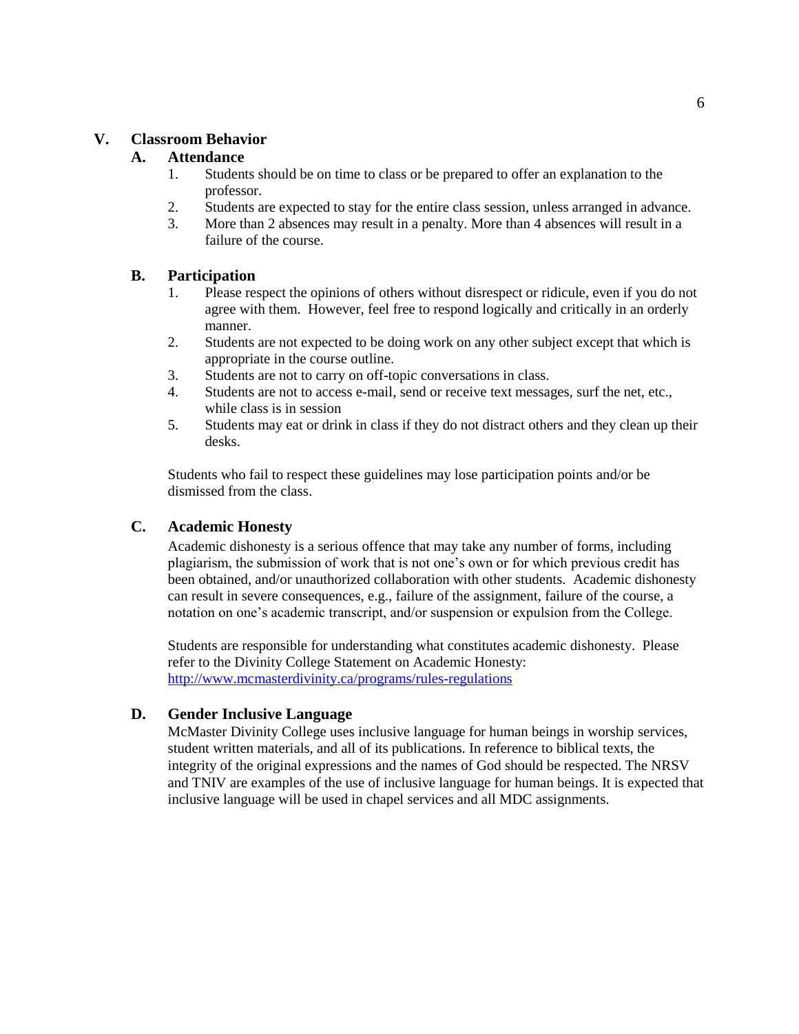## V. Classroom Behavior

### A. Attendance

1. Students should be on time to class or be prepared to offer an explanation to the professor.
2. Students are expected to stay for the entire class session, unless arranged in advance.
3. More than 2 absences may result in a penalty. More than 4 absences will result in a failure of the course.

### B. Participation

1. Please respect the opinions of others without disrespect or ridicule, even if you do not agree with them. However, feel free to respond logically and critically in an orderly manner.
2. Students are not expected to be doing work on any other subject except that which is appropriate in the course outline.
3. Students are not to carry on off-topic conversations in class.
4. Students are not to access e-mail, send or receive text messages, surf the net, etc., while class is in session
5. Students may eat or drink in class if they do not distract others and they clean up their desks.

Students who fail to respect these guidelines may lose participation points and/or be dismissed from the class.

### C. Academic Honesty

Academic dishonesty is a serious offence that may take any number of forms, including plagiarism, the submission of work that is not one's own or for which previous credit has been obtained, and/or unauthorized collaboration with other students. Academic dishonesty can result in severe consequences, e.g., failure of the assignment, failure of the course, a notation on one's academic transcript, and/or suspension or expulsion from the College.

Students are responsible for understanding what constitutes academic dishonesty. Please refer to the Divinity College Statement on Academic Honesty: http://www.mcmasterdivinity.ca/programs/rules-regulations

### D. Gender Inclusive Language

McMaster Divinity College uses inclusive language for human beings in worship services, student written materials, and all of its publications. In reference to biblical texts, the integrity of the original expressions and the names of God should be respected. The NRSV and TNIV are examples of the use of inclusive language for human beings. It is expected that inclusive language will be used in chapel services and all MDC assignments.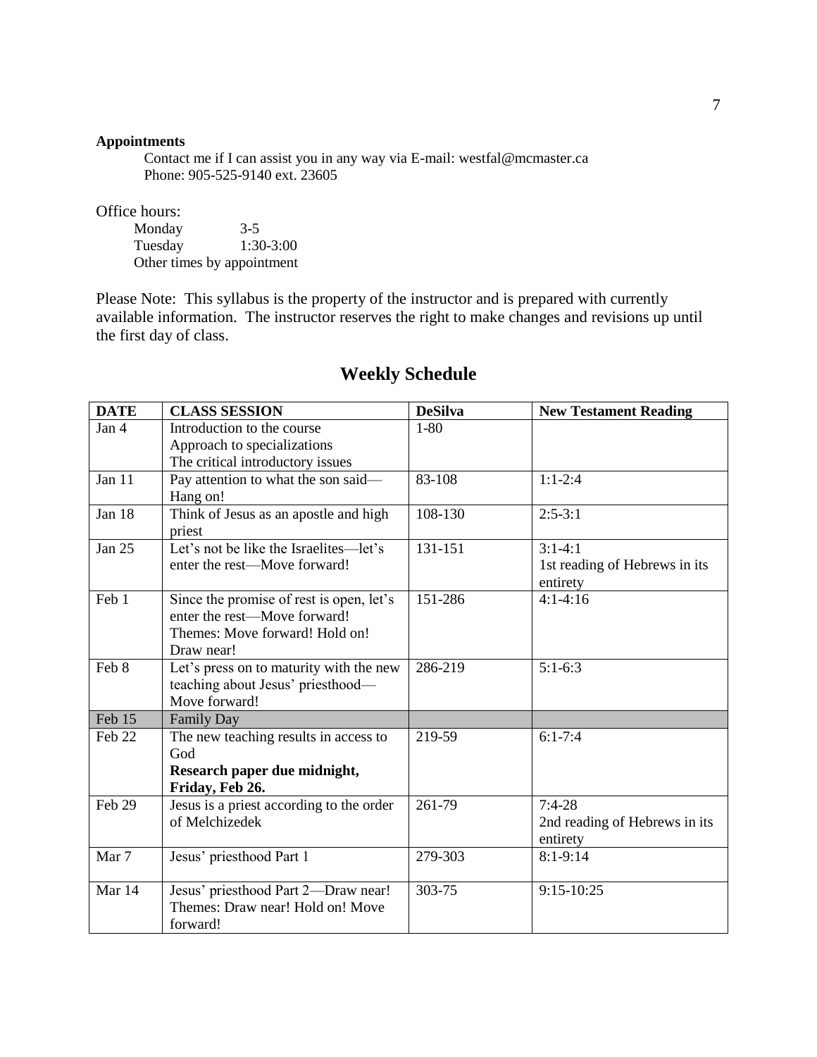**Appointments**

Contact me if I can assist you in any way via E-mail: westfal@mcmaster.ca
Phone: 905-525-9140 ext. 23605

Office hours:

Monday 3-5
Tuesday 1:30-3:00
Other times by appointment

Please Note: This syllabus is the property of the instructor and is prepared with currently available information. The instructor reserves the right to make changes and revisions up until the first day of class.

## Weekly Schedule

| DATE | CLASS SESSION | DeSilva | New Testament Reading |
|---|---|---|---|
| Jan 4 | Introduction to the course<br>Approach to specializations<br>The critical introductory issues | 1-80 | |
| Jan 11 | Pay attention to what the son said—Hang on! | 83-108 | 1:1-2:4 |
| Jan 18 | Think of Jesus as an apostle and high priest | 108-130 | 2:5-3:1 |
| Jan 25 | Let's not be like the Israelites—let's enter the rest—Move forward! | 131-151 | 3:1-4:1<br>1st reading of Hebrews in its entirety |
| Feb 1 | Since the promise of rest is open, let's enter the rest—Move forward!<br>Themes: Move forward! Hold on! Draw near! | 151-286 | 4:1-4:16 |
| Feb 8 | Let's press on to maturity with the new teaching about Jesus' priesthood—Move forward! | 286-219 | 5:1-6:3 |
| Feb 15 | Family Day | | |
| Feb 22 | The new teaching results in access to God<br>**Research paper due midnight, Friday, Feb 26.** | 219-59 | 6:1-7:4 |
| Feb 29 | Jesus is a priest according to the order of Melchizedek | 261-79 | 7:4-28<br>2nd reading of Hebrews in its entirety |
| Mar 7 | Jesus' priesthood Part 1 | 279-303 | 8:1-9:14 |
| Mar 14 | Jesus' priesthood Part 2—Draw near!<br>Themes: Draw near! Hold on! Move forward! | 303-75 | 9:15-10:25 |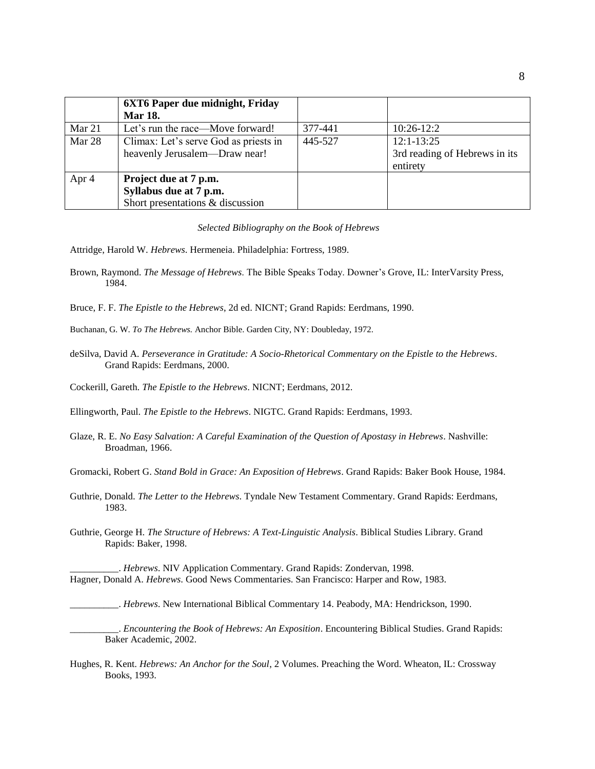| | **6XT6 Paper due midnight, Friday Mar 18.** | | |
|---|---|---|---|
| Mar 21 | Let's run the race—Move forward! | 377-441 | 10:26-12:2 |
| Mar 28 | Climax: Let's serve God as priests in heavenly Jerusalem—Draw near! | 445-527 | 12:1-13:25<br>3rd reading of Hebrews in its entirety |
| Apr 4 | **Project due at 7 p.m.**<br>**Syllabus due at 7 p.m.**<br>Short presentations & discussion | | |

*Selected Bibliography on the Book of Hebrews*

Attridge, Harold W. *Hebrews*. Hermeneia. Philadelphia: Fortress, 1989.

Brown, Raymond. *The Message of Hebrews*. The Bible Speaks Today. Downer's Grove, IL: InterVarsity Press, 1984.

Bruce, F. F. *The Epistle to the Hebrews*, 2d ed. NICNT; Grand Rapids: Eerdmans, 1990.

Buchanan, G. W. *To The Hebrews.* Anchor Bible. Garden City, NY: Doubleday, 1972.

deSilva, David A. *Perseverance in Gratitude: A Socio-Rhetorical Commentary on the Epistle to the Hebrews*. Grand Rapids: Eerdmans, 2000.

Cockerill, Gareth. *The Epistle to the Hebrews*. NICNT; Eerdmans, 2012.

Ellingworth, Paul. *The Epistle to the Hebrews*. NIGTC. Grand Rapids: Eerdmans, 1993.

Glaze, R. E. *No Easy Salvation: A Careful Examination of the Question of Apostasy in Hebrews*. Nashville: Broadman, 1966.

Gromacki, Robert G. *Stand Bold in Grace: An Exposition of Hebrews*. Grand Rapids: Baker Book House, 1984.

Guthrie, Donald. *The Letter to the Hebrews*. Tyndale New Testament Commentary. Grand Rapids: Eerdmans, 1983.

Guthrie, George H. *The Structure of Hebrews: A Text-Linguistic Analysis*. Biblical Studies Library. Grand Rapids: Baker, 1998.

__________. *Hebrews*. NIV Application Commentary. Grand Rapids: Zondervan, 1998.

Hagner, Donald A. *Hebrews*. Good News Commentaries. San Francisco: Harper and Row, 1983.

__________. *Hebrews*. New International Biblical Commentary 14. Peabody, MA: Hendrickson, 1990.

__________. *Encountering the Book of Hebrews: An Exposition*. Encountering Biblical Studies. Grand Rapids: Baker Academic, 2002.

Hughes, R. Kent. *Hebrews: An Anchor for the Soul*, 2 Volumes. Preaching the Word. Wheaton, IL: Crossway Books, 1993.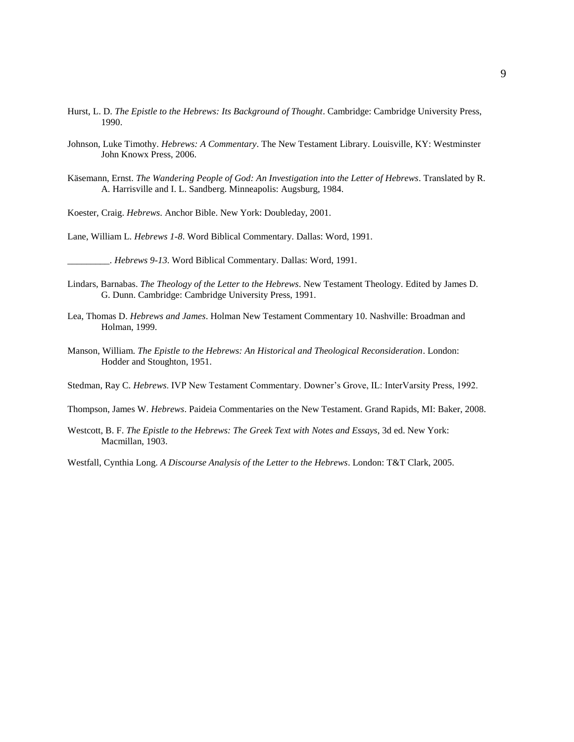Hurst, L. D. *The Epistle to the Hebrews: Its Background of Thought*. Cambridge: Cambridge University Press, 1990.

Johnson, Luke Timothy. *Hebrews: A Commentary*. The New Testament Library. Louisville, KY: Westminster John Knowx Press, 2006.

Käsemann, Ernst. *The Wandering People of God: An Investigation into the Letter of Hebrews*. Translated by R. A. Harrisville and I. L. Sandberg. Minneapolis: Augsburg, 1984.

Koester, Craig. *Hebrews.* Anchor Bible. New York: Doubleday, 2001.

Lane, William L. *Hebrews 1-8.* Word Biblical Commentary. Dallas: Word, 1991.

_________. *Hebrews 9-13.* Word Biblical Commentary. Dallas: Word, 1991.

Lindars, Barnabas. *The Theology of the Letter to the Hebrews*. New Testament Theology. Edited by James D. G. Dunn. Cambridge: Cambridge University Press, 1991.

Lea, Thomas D. *Hebrews and James*. Holman New Testament Commentary 10. Nashville: Broadman and Holman, 1999.

Manson, William. *The Epistle to the Hebrews: An Historical and Theological Reconsideration*. London: Hodder and Stoughton, 1951.

Stedman, Ray C. *Hebrews.* IVP New Testament Commentary. Downer's Grove, IL: InterVarsity Press, 1992.

Thompson, James W. *Hebrews*. Paideia Commentaries on the New Testament. Grand Rapids, MI: Baker, 2008.

Westcott, B. F. *The Epistle to the Hebrews: The Greek Text with Notes and Essays*, 3d ed. New York: Macmillan, 1903.

Westfall, Cynthia Long. *A Discourse Analysis of the Letter to the Hebrews*. London: T&T Clark, 2005.